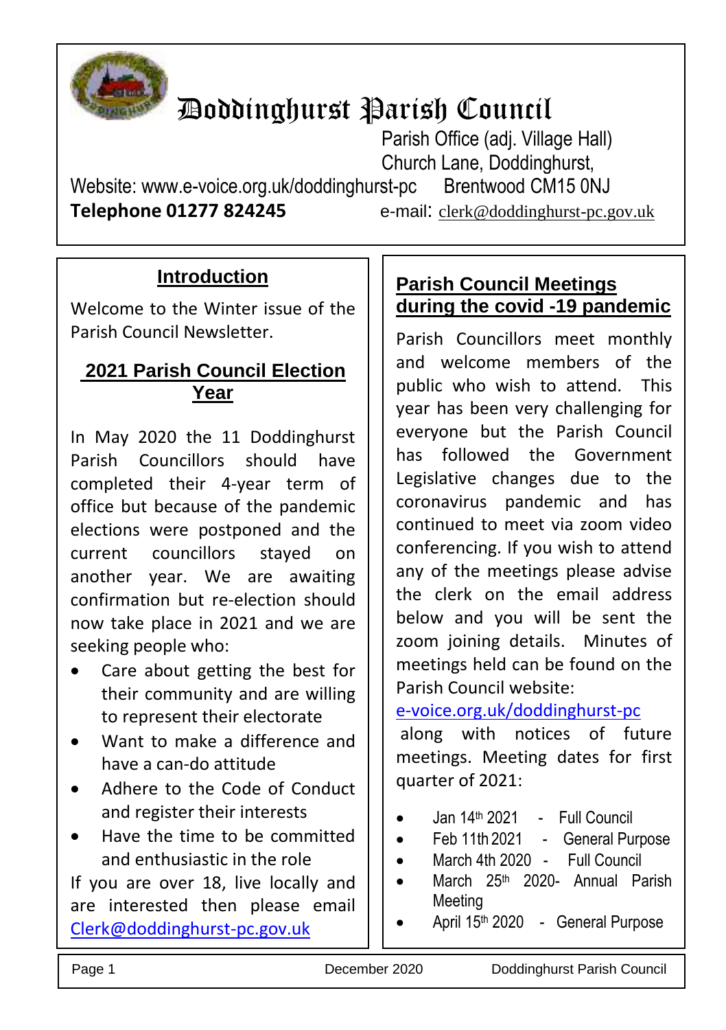# Doddinghurst Parish Council

Parish Office (adj. Village Hall)
Church Lane, Doddinghurst,
Brentwood CM15 0NJ

Website: www.e-voice.org.uk/doddinghurst-pc

**Telephone 01277 824245**

e-mail: clerk@doddinghurst-pc.gov.uk

## Introduction

Welcome to the Winter issue of the Parish Council Newsletter.

## 2021 Parish Council Election Year

In May 2020 the 11 Doddinghurst Parish Councillors should have completed their 4-year term of office but because of the pandemic elections were postponed and the current councillors stayed on another year. We are awaiting confirmation but re-election should now take place in 2021 and we are seeking people who:

- Care about getting the best for their community and are willing to represent their electorate
- Want to make a difference and have a can-do attitude
- Adhere to the Code of Conduct and register their interests
- Have the time to be committed and enthusiastic in the role

If you are over 18, live locally and are interested then please email Clerk@doddinghurst-pc.gov.uk

## Parish Council Meetings during the covid -19 pandemic

Parish Councillors meet monthly and welcome members of the public who wish to attend. This year has been very challenging for everyone but the Parish Council has followed the Government Legislative changes due to the coronavirus pandemic and has continued to meet via zoom video conferencing. If you wish to attend any of the meetings please advise the clerk on the email address below and you will be sent the zoom joining details. Minutes of meetings held can be found on the Parish Council website:

e-voice.org.uk/doddinghurst-pc

along with notices of future meetings. Meeting dates for first quarter of 2021:

- Jan 14th 2021 - Full Council
- Feb 11th 2021 - General Purpose
- March 4th 2020 - Full Council
- March 25th 2020- Annual Parish Meeting
- April 15th 2020 - General Purpose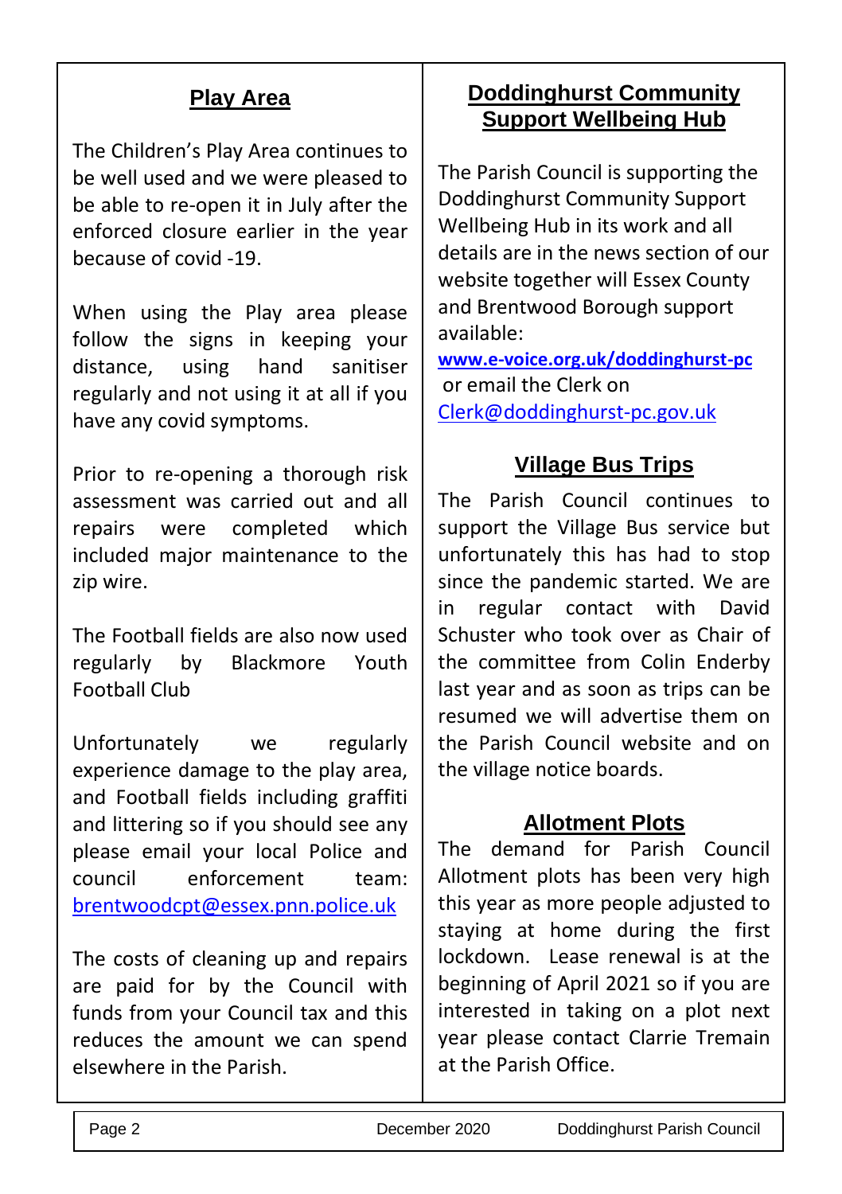## Play Area

The Children's Play Area continues to be well used and we were pleased to be able to re-open it in July after the enforced closure earlier in the year because of covid -19.

When using the Play area please follow the signs in keeping your distance, using hand sanitiser regularly and not using it at all if you have any covid symptoms.

Prior to re-opening a thorough risk assessment was carried out and all repairs were completed which included major maintenance to the zip wire.

The Football fields are also now used regularly by Blackmore Youth Football Club

Unfortunately we regularly experience damage to the play area, and Football fields including graffiti and littering so if you should see any please email your local Police and council enforcement team: brentwoodcpt@essex.pnn.police.uk

The costs of cleaning up and repairs are paid for by the Council with funds from your Council tax and this reduces the amount we can spend elsewhere in the Parish.

## Doddinghurst Community Support Wellbeing Hub

The Parish Council is supporting the Doddinghurst Community Support Wellbeing Hub in its work and all details are in the news section of our website together will Essex County and Brentwood Borough support available:

**www.e-voice.org.uk/doddinghurst-pc**
or email the Clerk on Clerk@doddinghurst-pc.gov.uk

## Village Bus Trips

The Parish Council continues to support the Village Bus service but unfortunately this has had to stop since the pandemic started. We are in regular contact with David Schuster who took over as Chair of the committee from Colin Enderby last year and as soon as trips can be resumed we will advertise them on the Parish Council website and on the village notice boards.

## Allotment Plots

The demand for Parish Council Allotment plots has been very high this year as more people adjusted to staying at home during the first lockdown. Lease renewal is at the beginning of April 2021 so if you are interested in taking on a plot next year please contact Clarrie Tremain at the Parish Office.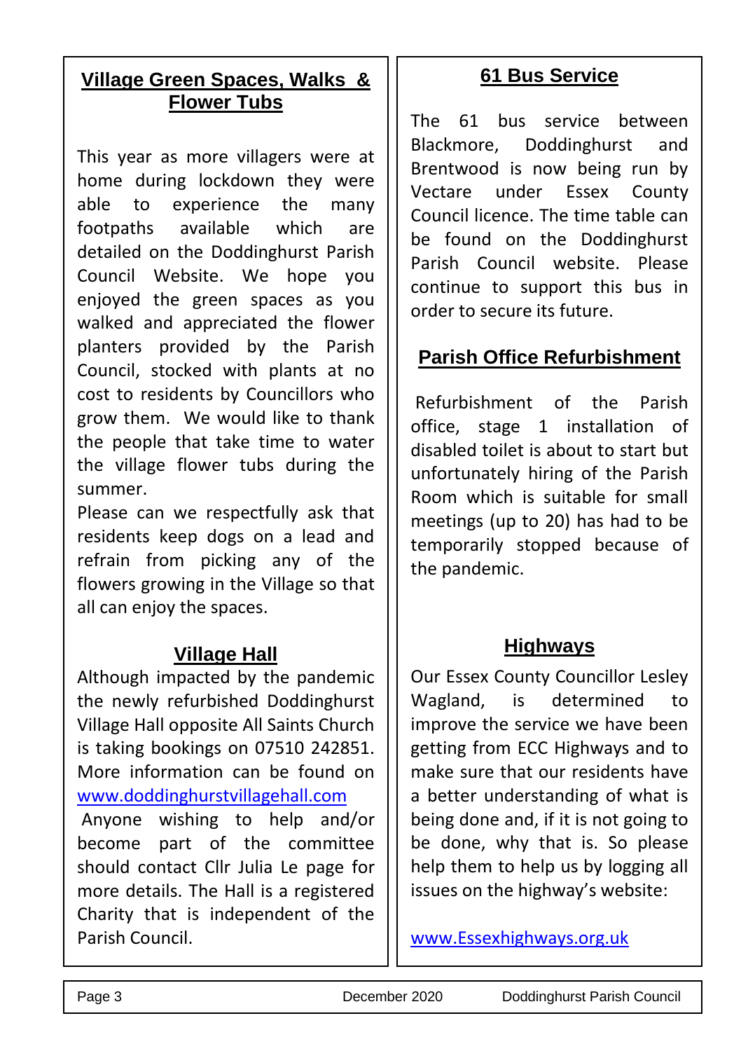## Village Green Spaces, Walks & Flower Tubs

This year as more villagers were at home during lockdown they were able to experience the many footpaths available which are detailed on the Doddinghurst Parish Council Website. We hope you enjoyed the green spaces as you walked and appreciated the flower planters provided by the Parish Council, stocked with plants at no cost to residents by Councillors who grow them. We would like to thank the people that take time to water the village flower tubs during the summer.

Please can we respectfully ask that residents keep dogs on a lead and refrain from picking any of the flowers growing in the Village so that all can enjoy the spaces.

## Village Hall

Although impacted by the pandemic the newly refurbished Doddinghurst Village Hall opposite All Saints Church is taking bookings on 07510 242851. More information can be found on www.doddinghurstvillagehall.com

Anyone wishing to help and/or become part of the committee should contact Cllr Julia Le page for more details. The Hall is a registered Charity that is independent of the Parish Council.

## 61 Bus Service

The 61 bus service between Blackmore, Doddinghurst and Brentwood is now being run by Vectare under Essex County Council licence. The time table can be found on the Doddinghurst Parish Council website. Please continue to support this bus in order to secure its future.

## Parish Office Refurbishment

Refurbishment of the Parish office, stage 1 installation of disabled toilet is about to start but unfortunately hiring of the Parish Room which is suitable for small meetings (up to 20) has had to be temporarily stopped because of the pandemic.

## Highways

Our Essex County Councillor Lesley Wagland, is determined to improve the service we have been getting from ECC Highways and to make sure that our residents have a better understanding of what is being done and, if it is not going to be done, why that is. So please help them to help us by logging all issues on the highway's website:

www.Essexhighways.org.uk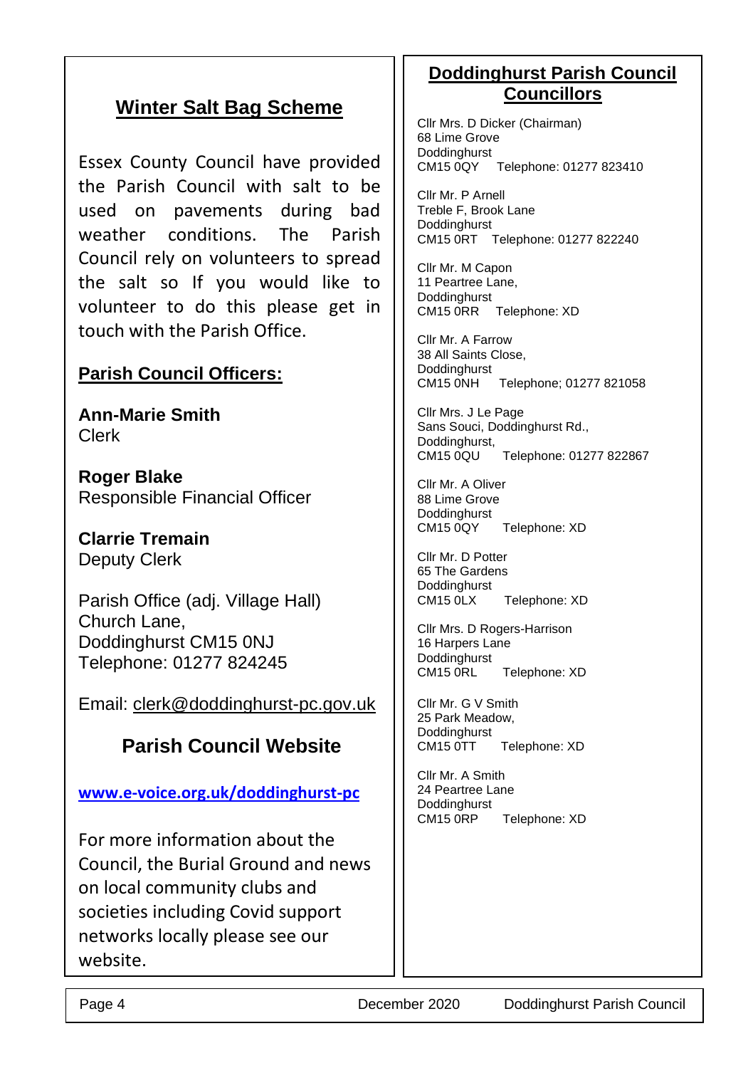## Winter Salt Bag Scheme

Essex County Council have provided the Parish Council with salt to be used on pavements during bad weather conditions. The Parish Council rely on volunteers to spread the salt so If you would like to volunteer to do this please get in touch with the Parish Office.

### Parish Council Officers:

**Ann-Marie Smith**
Clerk

**Roger Blake**
Responsible Financial Officer

**Clarrie Tremain**
Deputy Clerk

Parish Office (adj. Village Hall)
Church Lane,
Doddinghurst CM15 0NJ
Telephone: 01277 824245

Email: clerk@doddinghurst-pc.gov.uk

### Parish Council Website

**www.e-voice.org.uk/doddinghurst-pc**

For more information about the Council, the Burial Ground and news on local community clubs and societies including Covid support networks locally please see our website.

## Doddinghurst Parish Council Councillors

Cllr Mrs. D Dicker (Chairman)
68 Lime Grove
Doddinghurst
CM15 0QY Telephone: 01277 823410

Cllr Mr. P Arnell
Treble F, Brook Lane
Doddinghurst
CM15 0RT Telephone: 01277 822240

Cllr Mr. M Capon
11 Peartree Lane,
Doddinghurst
CM15 0RR Telephone: XD

Cllr Mr. A Farrow
38 All Saints Close,
Doddinghurst
CM15 0NH Telephone; 01277 821058

Cllr Mrs. J Le Page
Sans Souci, Doddinghurst Rd.,
Doddinghurst,
CM15 0QU Telephone: 01277 822867

Cllr Mr. A Oliver
88 Lime Grove
Doddinghurst
CM15 0QY Telephone: XD

Cllr Mr. D Potter
65 The Gardens
Doddinghurst
CM15 0LX Telephone: XD

Cllr Mrs. D Rogers-Harrison
16 Harpers Lane
Doddinghurst
CM15 0RL Telephone: XD

Cllr Mr. G V Smith
25 Park Meadow,
Doddinghurst
CM15 0TT Telephone: XD

Cllr Mr. A Smith
24 Peartree Lane
Doddinghurst
CM15 0RP Telephone: XD